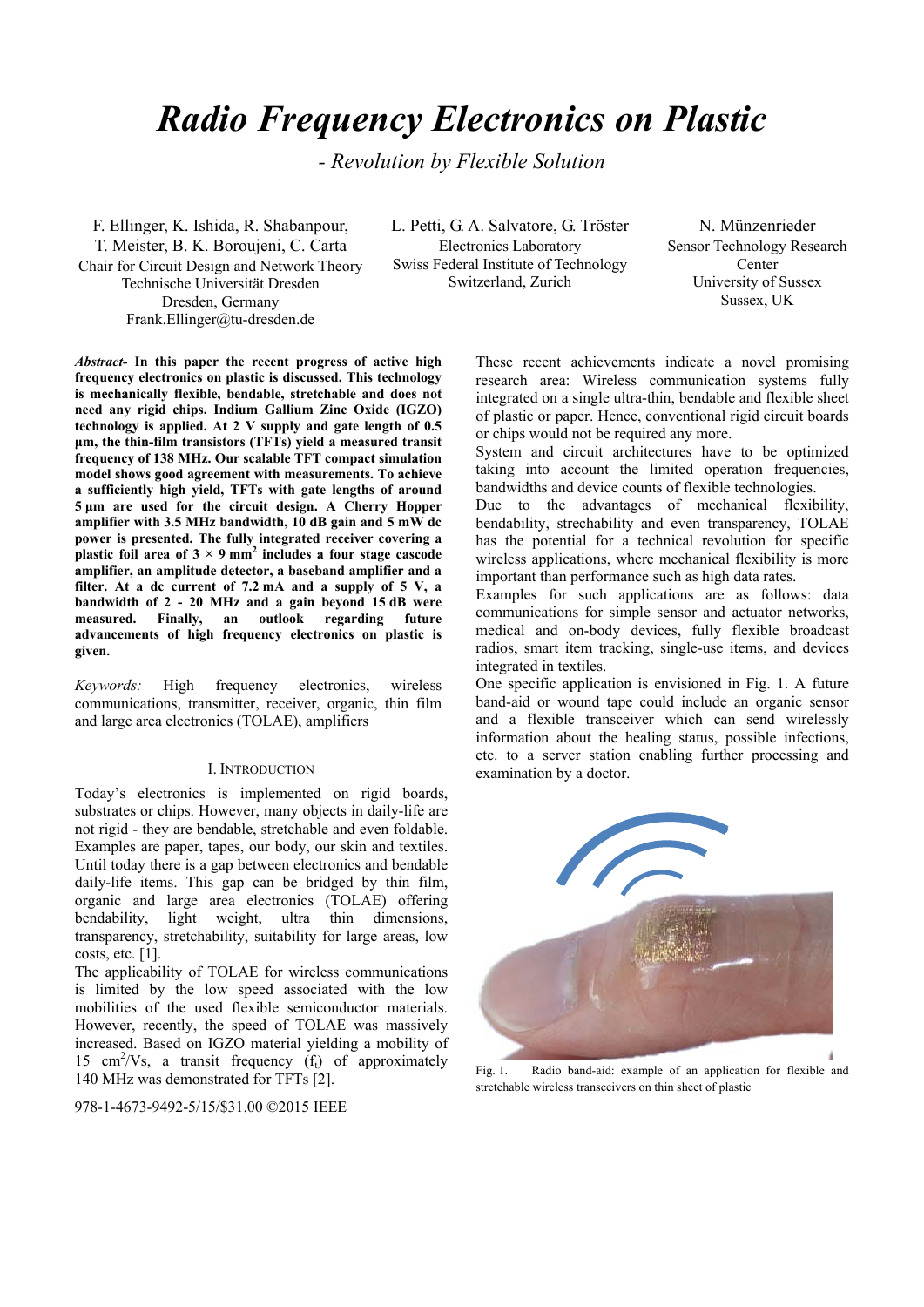# Radio Frequency Electronics on Plastic

*- Revolution by Flexible Solution*

F. Ellinger, K. Ishida, R. Shabanpour, T. Meister, B. K. Boroujeni, C. Carta
Chair for Circuit Design and Network Theory
Technische Universität Dresden
Dresden, Germany
Frank.Ellinger@tu-dresden.de

L. Petti, G. A. Salvatore, G. Tröster
Electronics Laboratory
Swiss Federal Institute of Technology
Switzerland, Zurich

N. Münzenrieder
Sensor Technology Research Center
University of Sussex
Sussex, UK

***Abstract*- In this paper the recent progress of active high frequency electronics on plastic is discussed. This technology is mechanically flexible, bendable, stretchable and does not need any rigid chips. Indium Gallium Zinc Oxide (IGZO) technology is applied. At 2 V supply and gate length of 0.5 µm, the thin-film transistors (TFTs) yield a measured transit frequency of 138 MHz. Our scalable TFT compact simulation model shows good agreement with measurements. To achieve a sufficiently high yield, TFTs with gate lengths of around 5 µm are used for the circuit design. A Cherry Hopper amplifier with 3.5 MHz bandwidth, 10 dB gain and 5 mW dc power is presented. The fully integrated receiver covering a plastic foil area of $3 \times 9$ mm$^2$ includes a four stage cascode amplifier, an amplitude detector, a baseband amplifier and a filter. At a dc current of 7.2 mA and a supply of 5 V, a bandwidth of 2 - 20 MHz and a gain beyond 15 dB were measured. Finally, an outlook regarding future advancements of high frequency electronics on plastic is given.**

*Keywords:* High frequency electronics, wireless communications, transmitter, receiver, organic, thin film and large area electronics (TOLAE), amplifiers

## I. Introduction

Today's electronics is implemented on rigid boards, substrates or chips. However, many objects in daily-life are not rigid - they are bendable, stretchable and even foldable. Examples are paper, tapes, our body, our skin and textiles. Until today there is a gap between electronics and bendable daily-life items. This gap can be bridged by thin film, organic and large area electronics (TOLAE) offering bendability, light weight, ultra thin dimensions, transparency, stretchability, suitability for large areas, low costs, etc. [1].

The applicability of TOLAE for wireless communications is limited by the low speed associated with the low mobilities of the used flexible semiconductor materials. However, recently, the speed of TOLAE was massively increased. Based on IGZO material yielding a mobility of 15 cm$^2$/Vs, a transit frequency ($f_t$) of approximately 140 MHz was demonstrated for TFTs [2].

978-1-4673-9492-5/15/$31.00 ©2015 IEEE

These recent achievements indicate a novel promising research area: Wireless communication systems fully integrated on a single ultra-thin, bendable and flexible sheet of plastic or paper. Hence, conventional rigid circuit boards or chips would not be required any more.

System and circuit architectures have to be optimized taking into account the limited operation frequencies, bandwidths and device counts of flexible technologies.

Due to the advantages of mechanical flexibility, bendability, strechability and even transparency, TOLAE has the potential for a technical revolution for specific wireless applications, where mechanical flexibility is more important than performance such as high data rates.

Examples for such applications are as follows: data communications for simple sensor and actuator networks, medical and on-body devices, fully flexible broadcast radios, smart item tracking, single-use items, and devices integrated in textiles.

One specific application is envisioned in Fig. 1. A future band-aid or wound tape could include an organic sensor and a flexible transceiver which can send wirelessly information about the healing status, possible infections, etc. to a server station enabling further processing and examination by a doctor.

Fig. 1. Radio band-aid: example of an application for flexible and stretchable wireless transceivers on thin sheet of plastic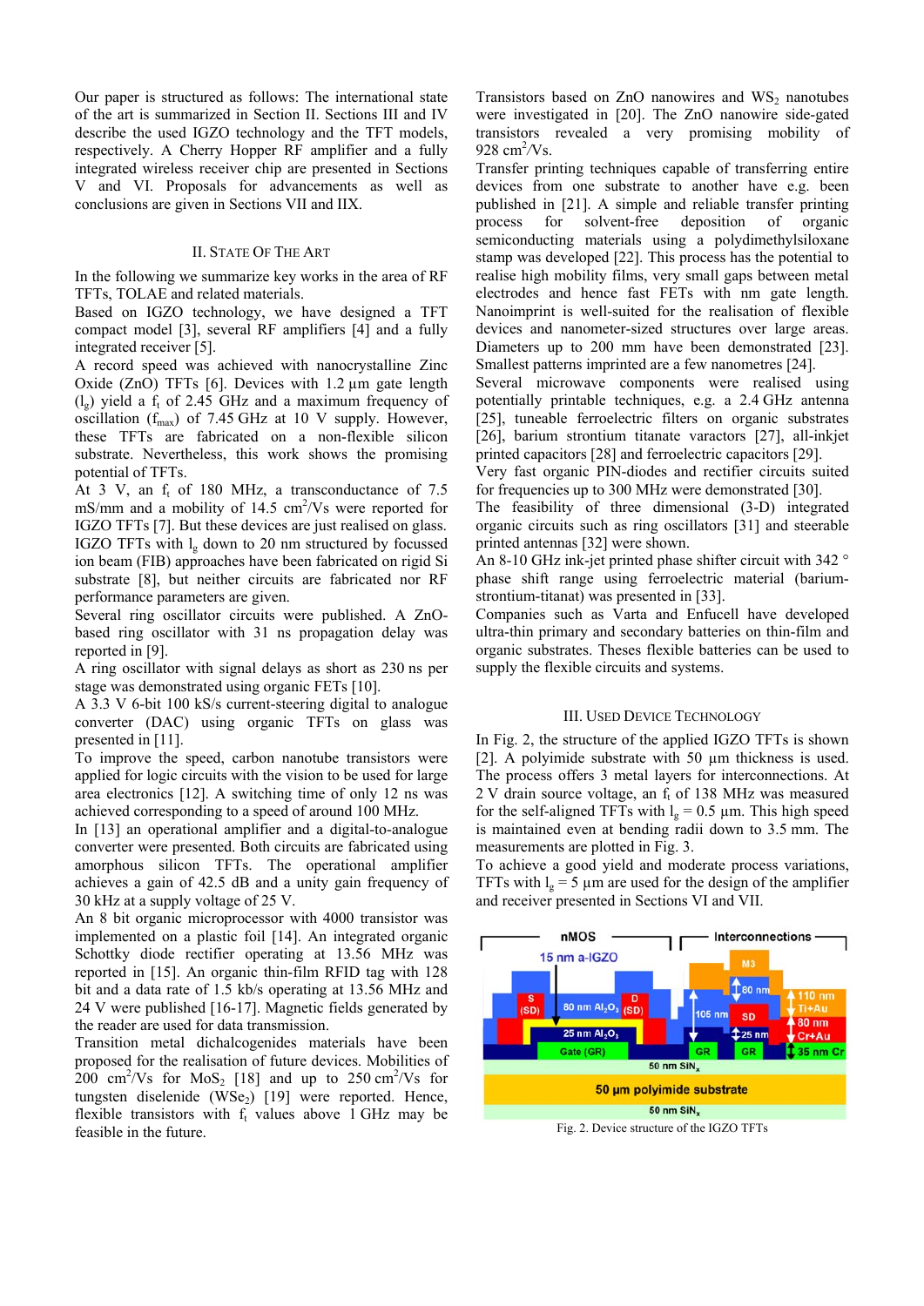Our paper is structured as follows: The international state of the art is summarized in Section II. Sections III and IV describe the used IGZO technology and the TFT models, respectively. A Cherry Hopper RF amplifier and a fully integrated wireless receiver chip are presented in Sections V and VI. Proposals for advancements as well as conclusions are given in Sections VII and IIX.

## II. State Of The Art

In the following we summarize key works in the area of RF TFTs, TOLAE and related materials.

Based on IGZO technology, we have designed a TFT compact model [3], several RF amplifiers [4] and a fully integrated receiver [5].

A record speed was achieved with nanocrystalline Zinc Oxide (ZnO) TFTs [6]. Devices with 1.2 µm gate length ($l_g$) yield a $f_t$ of 2.45 GHz and a maximum frequency of oscillation ($f_{max}$) of 7.45 GHz at 10 V supply. However, these TFTs are fabricated on a non-flexible silicon substrate. Nevertheless, this work shows the promising potential of TFTs.

At 3 V, an $f_t$ of 180 MHz, a transconductance of 7.5 mS/mm and a mobility of 14.5 cm$^2$/Vs were reported for IGZO TFTs [7]. But these devices are just realised on glass. IGZO TFTs with $l_g$ down to 20 nm structured by focussed ion beam (FIB) approaches have been fabricated on rigid Si substrate [8], but neither circuits are fabricated nor RF performance parameters are given.

Several ring oscillator circuits were published. A ZnO-based ring oscillator with 31 ns propagation delay was reported in [9].

A ring oscillator with signal delays as short as 230 ns per stage was demonstrated using organic FETs [10].

A 3.3 V 6-bit 100 kS/s current-steering digital to analogue converter (DAC) using organic TFTs on glass was presented in [11].

To improve the speed, carbon nanotube transistors were applied for logic circuits with the vision to be used for large area electronics [12]. A switching time of only 12 ns was achieved corresponding to a speed of around 100 MHz.

In [13] an operational amplifier and a digital-to-analogue converter were presented. Both circuits are fabricated using amorphous silicon TFTs. The operational amplifier achieves a gain of 42.5 dB and a unity gain frequency of 30 kHz at a supply voltage of 25 V.

An 8 bit organic microprocessor with 4000 transistor was implemented on a plastic foil [14]. An integrated organic Schottky diode rectifier operating at 13.56 MHz was reported in [15]. An organic thin-film RFID tag with 128 bit and a data rate of 1.5 kb/s operating at 13.56 MHz and 24 V were published [16-17]. Magnetic fields generated by the reader are used for data transmission.

Transition metal dichalcogenides materials have been proposed for the realisation of future devices. Mobilities of 200 cm$^2$/Vs for $MoS_2$ [18] and up to 250 cm$^2$/Vs for tungsten diselenide ($WSe_2$) [19] were reported. Hence, flexible transistors with $f_t$ values above 1 GHz may be feasible in the future.

Transistors based on ZnO nanowires and $WS_2$ nanotubes were investigated in [20]. The ZnO nanowire side-gated transistors revealed a very promising mobility of 928 cm$^2$/Vs.

Transfer printing techniques capable of transferring entire devices from one substrate to another have e.g. been published in [21]. A simple and reliable transfer printing process for solvent-free deposition of organic semiconducting materials using a polydimethylsiloxane stamp was developed [22]. This process has the potential to realise high mobility films, very small gaps between metal electrodes and hence fast FETs with nm gate length. Nanoimprint is well-suited for the realisation of flexible devices and nanometer-sized structures over large areas. Diameters up to 200 mm have been demonstrated [23]. Smallest patterns imprinted are a few nanometres [24].

Several microwave components were realised using potentially printable techniques, e.g. a 2.4 GHz antenna [25], tuneable ferroelectric filters on organic substrates [26], barium strontium titanate varactors [27], all-inkjet printed capacitors [28] and ferroelectric capacitors [29].

Very fast organic PIN-diodes and rectifier circuits suited for frequencies up to 300 MHz were demonstrated [30].

The feasibility of three dimensional (3-D) integrated organic circuits such as ring oscillators [31] and steerable printed antennas [32] were shown.

An 8-10 GHz ink-jet printed phase shifter circuit with 342 ° phase shift range using ferroelectric material (barium-strontium-titanat) was presented in [33].

Companies such as Varta and Enfucell have developed ultra-thin primary and secondary batteries on thin-film and organic substrates. Theses flexible batteries can be used to supply the flexible circuits and systems.

## III. Used Device Technology

In Fig. 2, the structure of the applied IGZO TFTs is shown [2]. A polyimide substrate with 50 µm thickness is used. The process offers 3 metal layers for interconnections. At 2 V drain source voltage, an $f_t$ of 138 MHz was measured for the self-aligned TFTs with $l_g$ = 0.5 µm. This high speed is maintained even at bending radii down to 3.5 mm. The measurements are plotted in Fig. 3.

To achieve a good yield and moderate process variations, TFTs with $l_g$ = 5 µm are used for the design of the amplifier and receiver presented in Sections VI and VII.

Fig. 2. Device structure of the IGZO TFTs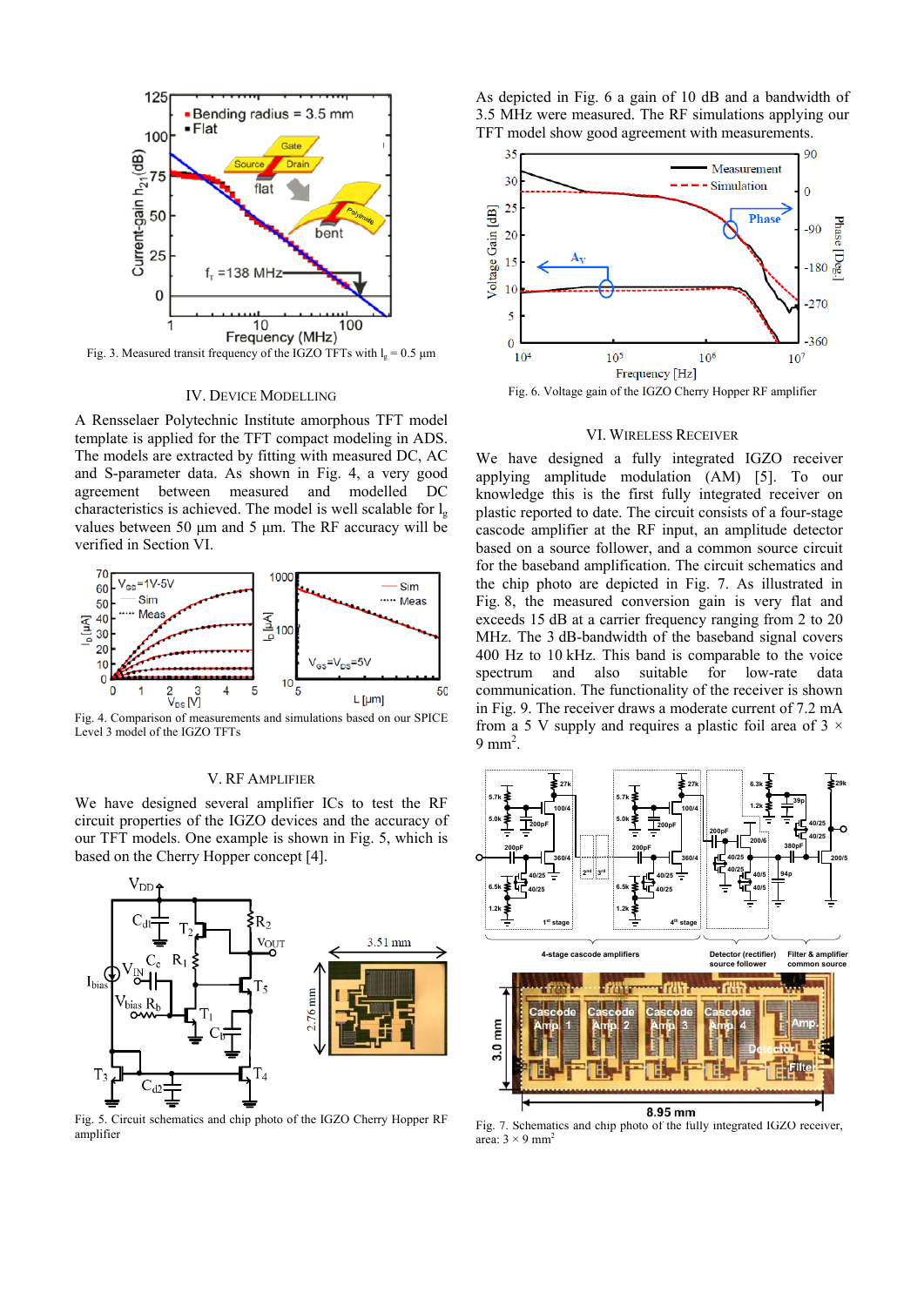Fig. 3. Measured transit frequency of the IGZO TFTs with $l_g$ = 0.5 µm

## IV. Device Modelling

A Rensselaer Polytechnic Institute amorphous TFT model template is applied for the TFT compact modeling in ADS. The models are extracted by fitting with measured DC, AC and S-parameter data. As shown in Fig. 4, a very good agreement between measured and modelled DC characteristics is achieved. The model is well scalable for $l_g$ values between 50 µm and 5 µm. The RF accuracy will be verified in Section VI.

Fig. 4. Comparison of measurements and simulations based on our SPICE Level 3 model of the IGZO TFTs

## V. RF Amplifier

We have designed several amplifier ICs to test the RF circuit properties of the IGZO devices and the accuracy of our TFT models. One example is shown in Fig. 5, which is based on the Cherry Hopper concept [4].

Fig. 5. Circuit schematics and chip photo of the IGZO Cherry Hopper RF amplifier

As depicted in Fig. 6 a gain of 10 dB and a bandwidth of 3.5 MHz were measured. The RF simulations applying our TFT model show good agreement with measurements.

Fig. 6. Voltage gain of the IGZO Cherry Hopper RF amplifier

## VI. Wireless Receiver

We have designed a fully integrated IGZO receiver applying amplitude modulation (AM) [5]. To our knowledge this is the first fully integrated receiver on plastic reported to date. The circuit consists of a four-stage cascode amplifier at the RF input, an amplitude detector based on a source follower, and a common source circuit for the baseband amplification. The circuit schematics and the chip photo are depicted in Fig. 7. As illustrated in Fig. 8, the measured conversion gain is very flat and exceeds 15 dB at a carrier frequency ranging from 2 to 20 MHz. The 3 dB-bandwidth of the baseband signal covers 400 Hz to 10 kHz. This band is comparable to the voice spectrum and also suitable for low-rate data communication. The functionality of the receiver is shown in Fig. 9. The receiver draws a moderate current of 7.2 mA from a 5 V supply and requires a plastic foil area of 3 × 9 mm$^2$.

Fig. 7. Schematics and chip photo of the fully integrated IGZO receiver, area: 3 × 9 mm$^2$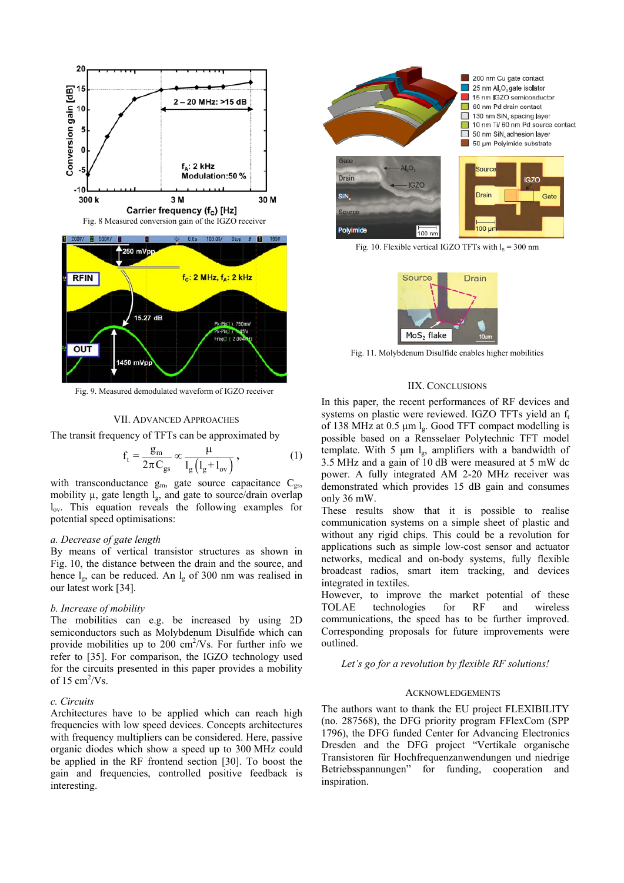Fig. 8 Measured conversion gain of the IGZO receiver

Fig. 9. Measured demodulated waveform of IGZO receiver

Fig. 10. Flexible vertical IGZO TFTs with $l_g = 300$ nm

Fig. 11. Molybdenum Disulfide enables higher mobilities

## VII. Advanced Approaches

The transit frequency of TFTs can be approximated by

$$f_t = \frac{g_m}{2\pi C_{gs}} \propto \frac{\mu}{l_g\left(l_g + l_{ov}\right)}, \qquad (1)$$

with transconductance $g_m$, gate source capacitance $C_{gs}$, mobility $\mu$, gate length $l_g$, and gate to source/drain overlap $l_{ov}$. This equation reveals the following examples for potential speed optimisations:

*a. Decrease of gate length*

By means of vertical transistor structures as shown in Fig. 10, the distance between the drain and the source, and hence $l_g$, can be reduced. An $l_g$ of 300 nm was realised in our latest work [34].

*b. Increase of mobility*

The mobilities can e.g. be increased by using 2D semiconductors such as Molybdenum Disulfide which can provide mobilities up to 200 $cm^2$/Vs. For further info we refer to [35]. For comparison, the IGZO technology used for the circuits presented in this paper provides a mobility of 15 $cm^2$/Vs.

*c. Circuits*

Architectures have to be applied which can reach high frequencies with low speed devices. Concepts architectures with frequency multipliers can be considered. Here, passive organic diodes which show a speed up to 300 MHz could be applied in the RF frontend section [30]. To boost the gain and frequencies, controlled positive feedback is interesting.

## IIX. Conclusions

In this paper, the recent performances of RF devices and systems on plastic were reviewed. IGZO TFTs yield an $f_t$ of 138 MHz at 0.5 µm $l_g$. Good TFT compact modelling is possible based on a Rensselaer Polytechnic TFT model template. With 5 µm $l_g$, amplifiers with a bandwidth of 3.5 MHz and a gain of 10 dB were measured at 5 mW dc power. A fully integrated AM 2-20 MHz receiver was demonstrated which provides 15 dB gain and consumes only 36 mW.

These results show that it is possible to realise communication systems on a simple sheet of plastic and without any rigid chips. This could be a revolution for applications such as simple low-cost sensor and actuator networks, medical and on-body systems, fully flexible broadcast radios, smart item tracking, and devices integrated in textiles.

However, to improve the market potential of these TOLAE technologies for RF and wireless communications, the speed has to be further improved. Corresponding proposals for future improvements were outlined.

*Let's go for a revolution by flexible RF solutions!*

## Acknowledgements

The authors want to thank the EU project FLEXIBILITY (no. 287568), the DFG priority program FFlexCom (SPP 1796), the DFG funded Center for Advancing Electronics Dresden and the DFG project "Vertikale organische Transistoren für Hochfrequenzanwendungen und niedrige Betriebsspannungen" for funding, cooperation and inspiration.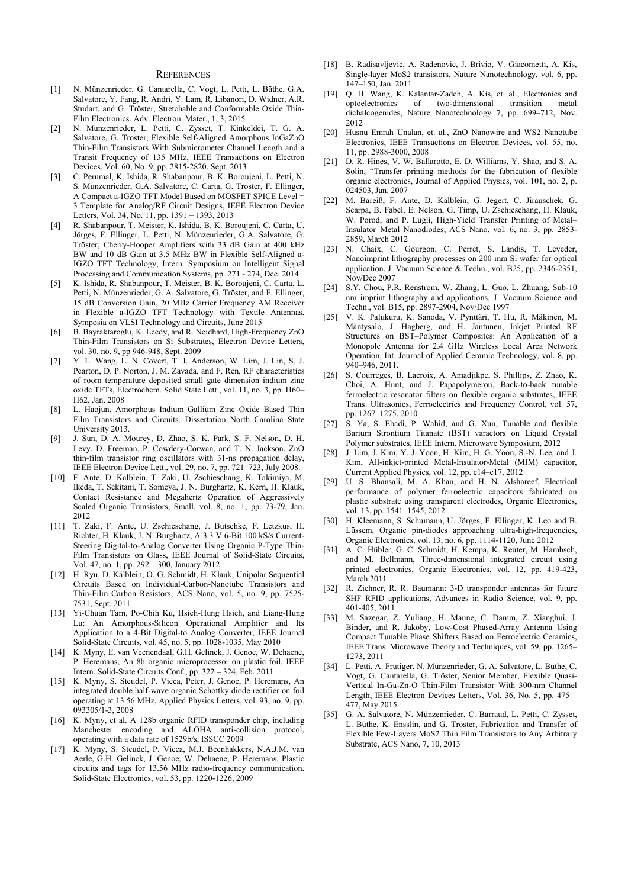## References

[1] N. Münzenrieder, G. Cantarella, C. Vogt, L. Petti, L. Büthe, G.A. Salvatore, Y. Fang, R. Andri, Y. Lam, R. Libanori, D. Widner, A.R. Studart, and G. Tröster, Stretchable and Conformable Oxide Thin-Film Electronics. Adv. Electron. Mater., 1, 3, 2015

[2] N. Munzenrieder, L. Petti, C. Zysset, T. Kinkeldei, T. G. A. Salvatore, G. Troster, Flexible Self-Aligned Amorphous InGaZnO Thin-Film Transistors With Submicrometer Channel Length and a Transit Frequency of 135 MHz, IEEE Transactions on Electron Devices, Vol. 60, No. 9, pp. 2815-2820, Sept. 2013

[3] C. Perumal, K. Ishida, R. Shabanpour, B. K. Boroujeni, L. Petti, N. S. Munzenrieder, G.A. Salvatore, C. Carta, G. Troster, F. Ellinger, A Compact a-IGZO TFT Model Based on MOSFET SPICE Level = 3 Template for Analog/RF Circuit Designs, IEEE Electron Device Letters, Vol. 34, No. 11, pp. 1391 – 1393, 2013

[4] R. Shabanpour, T. Meister, K. Ishida, B. K. Boroujeni, C. Carta, U. Jörges, F. Ellinger, L. Petti, N. Münzenrieder, G.A. Salvatore, G. Tröster, Cherry-Hooper Amplifiers with 33 dB Gain at 400 kHz BW and 10 dB Gain at 3.5 MHz BW in Flexible Self-Aligned a-IGZO TFT Technology, Intern. Symposium on Intelligent Signal Processing and Communication Systems, pp. 271 - 274, Dec. 2014

[5] K. Ishida, R. Shabanpour, T. Meister, B. K. Boroujeni, C. Carta, L. Petti, N. Münzenrieder, G. A. Salvatore, G. Tröster, and F. Ellinger, 15 dB Conversion Gain, 20 MHz Carrier Frequency AM Receiver in Flexible a-IGZO TFT Technology with Textile Antennas, Symposia on VLSI Technology and Circuits, June 2015

[6] B. Bayraktaroglu, K. Leedy, and R. Neidhard, High-Frequency ZnO Thin-Film Transistors on Si Substrates, Electron Device Letters, vol. 30, no. 9, pp 946-948, Sept. 2009

[7] Y. L. Wang, L. N. Covert, T. J. Anderson, W. Lim, J. Lin, S. J. Pearton, D. P. Norton, J. M. Zavada, and F. Ren, RF characteristics of room temperature deposited small gate dimension indium zinc oxide TFTs, Electrochem. Solid State Lett., vol. 11, no. 3, pp. H60–H62, Jan. 2008

[8] L. Haojun, Amorphous Indium Gallium Zinc Oxide Based Thin Film Transistors and Circuits. Dissertation North Carolina State University 2013.

[9] J. Sun, D. A. Mourey, D. Zhao, S. K. Park, S. F. Nelson, D. H. Levy, D. Freeman, P. Cowdery-Corwan, and T. N. Jackson, ZnO thin-film transistor ring oscillators with 31-ns propagation delay, IEEE Electron Device Lett., vol. 29, no. 7, pp. 721–723, July 2008.

[10] F. Ante, D. Kälblein, T. Zaki, U. Zschieschang, K. Takimiya, M. Ikeda, T. Sekitani, T. Someya, J. N. Burghartz, K. Kern, H. Klauk, Contact Resistance and Megahertz Operation of Aggressively Scaled Organic Transistors, Small, vol. 8, no. 1, pp. 73-79, Jan. 2012

[11] T. Zaki, F. Ante, U. Zschieschang, J. Butschke, F. Letzkus, H. Richter, H. Klauk, J. N. Burghartz, A 3.3 V 6-Bit 100 kS/s Current-Steering Digital-to-Analog Converter Using Organic P-Type Thin-Film Transistors on Glass, IEEE Journal of Solid-State Circuits, Vol. 47, no. 1, pp. 292 – 300, January 2012

[12] H. Ryu, D. Kälblein, O. G. Schmidt, H. Klauk, Unipolar Sequential Circuits Based on Individual-Carbon-Nanotube Transistors and Thin-Film Carbon Resistors, ACS Nano, vol. 5, no. 9, pp. 7525-7531, Sept. 2011

[13] Yi-Chuan Tarn, Po-Chih Ku, Hsieh-Hung Hsieh, and Liang-Hung Lu: An Amorphous-Silicon Operational Amplifier and Its Application to a 4-Bit Digital-to Analog Converter, IEEE Journal Solid-State Circuits, vol. 45, no. 5, pp. 1028-1035, May 2010

[14] K. Myny, E. van Veenendaal, G.H. Gelinck, J. Genoe, W. Dehaene, P. Heremans, An 8b organic microprocessor on plastic foil, IEEE Intern. Solid-State Circuits Conf., pp. 322 – 324, Feb. 2011

[15] K. Myny, S. Steudel, P. Vicca, Peter, J. Genoe, P. Heremans, An integrated double half-wave organic Schottky diode rectifier on foil operating at 13.56 MHz, Applied Physics Letters, vol. 93, no. 9, pp. 093305/1-3, 2008

[16] K. Myny, et al. A 128b organic RFID transponder chip, including Manchester encoding and ALOHA anti-collision protocol, operating with a data rate of 1529b/s, ISSCC 2009

[17] K. Myny, S. Steudel, P. Vicca, M.J. Beenhakkers, N.A.J.M. van Aerle, G.H. Gelinck, J. Genoe, W. Dehaene, P. Heremans, Plastic circuits and tags for 13.56 MHz radio-frequency communication. Solid-State Electronics, vol. 53, pp. 1220-1226, 2009

[18] B. Radisavljevic, A. Radenovic, J. Brivio, V. Giacometti, A. Kis, Single-layer MoS2 transistors, Nature Nanotechnology, vol. 6, pp. 147–150, Jan. 2011

[19] Q. H. Wang, K. Kalantar-Zadeh, A. Kis, et. al., Electronics and optoelectronics of two-dimensional transition metal dichalcogenides, Nature Nanotechnology 7, pp. 699–712, Nov. 2012

[20] Husnu Emrah Unalan, et. al., ZnO Nanowire and WS2 Nanotube Electronics, IEEE Transactions on Electron Devices, vol. 55, no. 11, pp. 2988-3000, 2008

[21] D. R. Hines, V. W. Ballarotto, E. D. Williams, Y. Shao, and S. A. Solin, "Transfer printing methods for the fabrication of flexible organic electronics, Journal of Applied Physics, vol. 101, no. 2, p. 024503, Jan. 2007

[22] M. Bareiß, F. Ante, D. Kälblein, G. Jegert, C. Jirauschek, G. Scarpa, B. Fabel, E. Nelson, G. Timp, U. Zschieschang, H. Klauk, W. Porod, and P. Lugli, High-Yield Transfer Printing of Metal–Insulator–Metal Nanodiodes, ACS Nano, vol. 6, no. 3, pp. 2853-2859, March 2012

[23] N. Chaix, C. Gourgon, C. Perret, S. Landis, T. Leveder, Nanoimprint lithography processes on 200 mm Si wafer for optical application, J. Vacuum Science & Techn., vol. B25, pp. 2346-2351, Nov/Dec 2007

[24] S.Y. Chou, P.R. Renstrom, W. Zhang, L. Guo, L. Zhuang, Sub-10 nm imprint lithography and applications, J. Vacuum Science and Techn., vol. B15, pp. 2897-2904, Nov/Dec 1997

[25] V. K. Palukuru, K. Sanoda, V. Pynttäri, T. Hu, R. Mäkinen, M. Mäntysalo, J. Hagberg, and H. Jantunen, Inkjet Printed RF Structures on BST–Polymer Composites: An Application of a Monopole Antenna for 2.4 GHz Wireless Local Area Network Operation, Int. Journal of Applied Ceramic Technology, vol. 8, pp. 940–946, 2011.

[26] S. Courreges, B. Lacroix, A. Amadjikpe, S. Phillips, Z. Zhao, K. Choi, A. Hunt, and J. Papapolymerou, Back-to-back tunable ferroelectric resonator filters on flexible organic substrates, IEEE Trans. Ultrasonics, Ferroelectrics and Frequency Control, vol. 57, pp. 1267–1275, 2010

[27] S. Ya, S. Ebadi, P. Wahid, and G. Xun, Tunable and flexible Barium Strontium Titanate (BST) varactors on Liquid Crystal Polymer substrates, IEEE Intern. Microwave Symposium, 2012

[28] J. Lim, J. Kim, Y. J. Yoon, H. Kim, H. G. Yoon, S.-N. Lee, and J. Kim, All-inkjet-printed Metal-Insulator-Metal (MIM) capacitor, Current Applied Physics, vol. 12, pp. e14–e17, 2012

[29] U. S. Bhansali, M. A. Khan, and H. N. Alshareef, Electrical performance of polymer ferroelectric capacitors fabricated on plastic substrate using transparent electrodes, Organic Electronics, vol. 13, pp. 1541–1545, 2012

[30] H. Kleemann, S. Schumann, U. Jörges, F. Ellinger, K. Leo and B. Lüssem, Organic pin-diodes approaching ultra-high-frequencies, Organic Electronics, vol. 13, no. 6, pp. 1114-1120, June 2012

[31] A. C. Hübler, G. C. Schmidt, H. Kempa, K. Reuter, M. Hambsch, and M. Bellmann, Three-dimensional integrated circuit using printed electronics, Organic Electronics, vol. 12, pp. 419-423, March 2011

[32] R. Zichner, R. R. Baumann: 3-D transponder antennas for future SHF RFID applications, Advances in Radio Science, vol. 9, pp. 401-405, 2011

[33] M. Sazegar, Z. Yuliang, H. Maune, C. Damm, Z. Xianghui, J. Binder, and R. Jakoby, Low-Cost Phased-Array Antenna Using Compact Tunable Phase Shifters Based on Ferroelectric Ceramics, IEEE Trans. Microwave Theory and Techniques, vol. 59, pp. 1265–1273, 2011

[34] L. Petti, A. Frutiger, N. Münzenrieder, G. A. Salvatore, L. Büthe, C. Vogt, G. Cantarella, G. Tröster, Senior Member, Flexible Quasi-Vertical In-Ga-Zn-O Thin-Film Transistor With 300-nm Channel Length, IEEE Electron Devices Letters, Vol. 36, No. 5, pp. 475 – 477, May 2015

[35] G. A. Salvatore, N. Münzenrieder, C. Barraud, L. Petti, C. Zysset, L. Büthe, K. Ensslin, and G. Tröster, Fabrication and Transfer of Flexible Few-Layers MoS2 Thin Film Transistors to Any Arbitrary Substrate, ACS Nano, 7, 10, 2013